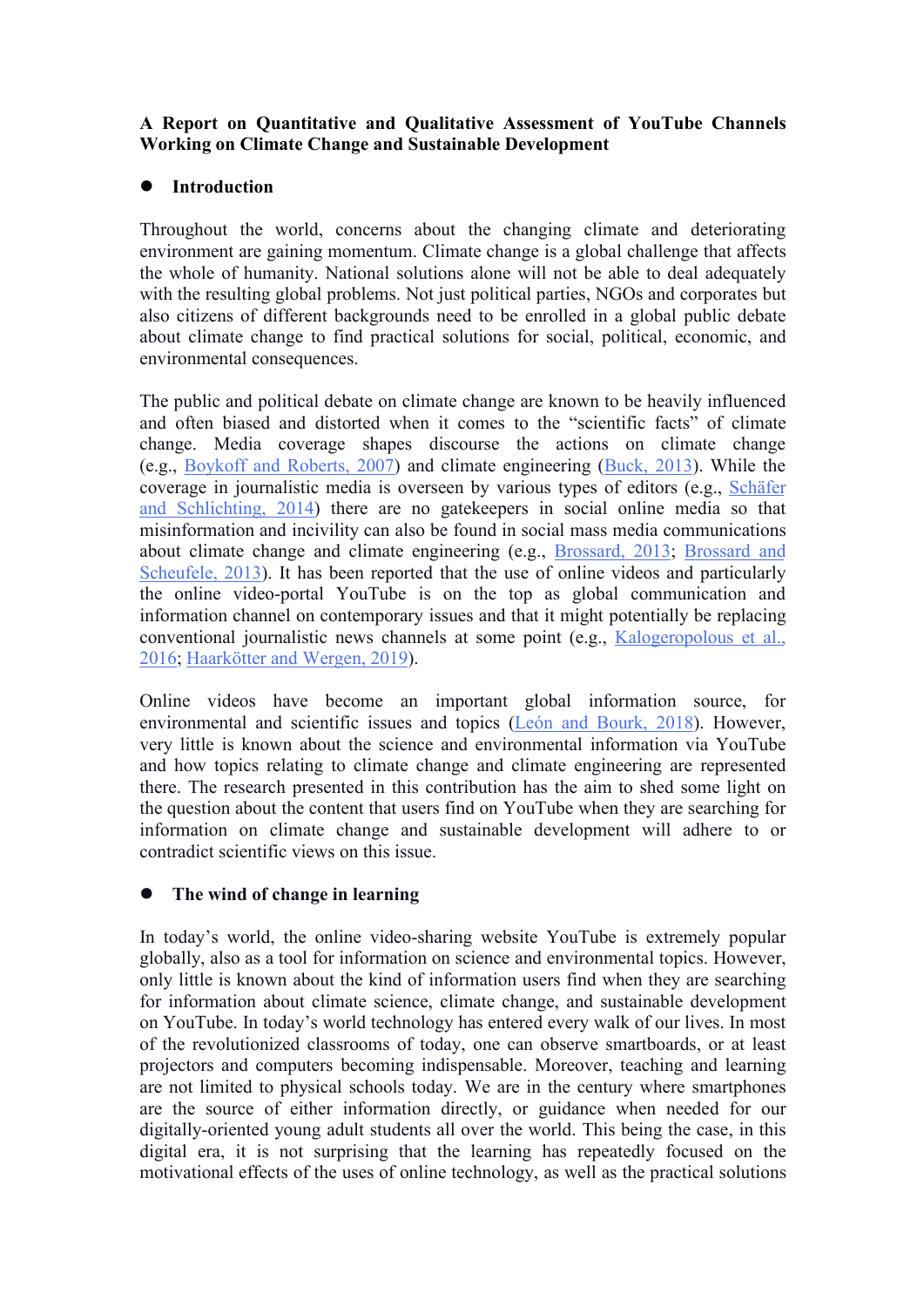**A Report on Quantitative and Qualitative Assessment of YouTube Channels Working on Climate Change and Sustainable Development**

- **Introduction**

Throughout the world, concerns about the changing climate and deteriorating environment are gaining momentum. Climate change is a global challenge that affects the whole of humanity. National solutions alone will not be able to deal adequately with the resulting global problems. Not just political parties, NGOs and corporates but also citizens of different backgrounds need to be enrolled in a global public debate about climate change to find practical solutions for social, political, economic, and environmental consequences.

The public and political debate on climate change are known to be heavily influenced and often biased and distorted when it comes to the "scientific facts" of climate change. Media coverage shapes discourse the actions on climate change (e.g., Boykoff and Roberts, 2007) and climate engineering (Buck, 2013). While the coverage in journalistic media is overseen by various types of editors (e.g., Schäfer and Schlichting, 2014) there are no gatekeepers in social online media so that misinformation and incivility can also be found in social mass media communications about climate change and climate engineering (e.g., Brossard, 2013; Brossard and Scheufele, 2013). It has been reported that the use of online videos and particularly the online video-portal YouTube is on the top as global communication and information channel on contemporary issues and that it might potentially be replacing conventional journalistic news channels at some point (e.g., Kalogeropolous et al., 2016; Haarkötter and Wergen, 2019).

Online videos have become an important global information source, for environmental and scientific issues and topics (León and Bourk, 2018). However, very little is known about the science and environmental information via YouTube and how topics relating to climate change and climate engineering are represented there. The research presented in this contribution has the aim to shed some light on the question about the content that users find on YouTube when they are searching for information on climate change and sustainable development will adhere to or contradict scientific views on this issue.

- **The wind of change in learning**

In today's world, the online video-sharing website YouTube is extremely popular globally, also as a tool for information on science and environmental topics. However, only little is known about the kind of information users find when they are searching for information about climate science, climate change, and sustainable development on YouTube. In today's world technology has entered every walk of our lives. In most of the revolutionized classrooms of today, one can observe smartboards, or at least projectors and computers becoming indispensable. Moreover, teaching and learning are not limited to physical schools today. We are in the century where smartphones are the source of either information directly, or guidance when needed for our digitally-oriented young adult students all over the world. This being the case, in this digital era, it is not surprising that the learning has repeatedly focused on the motivational effects of the uses of online technology, as well as the practical solutions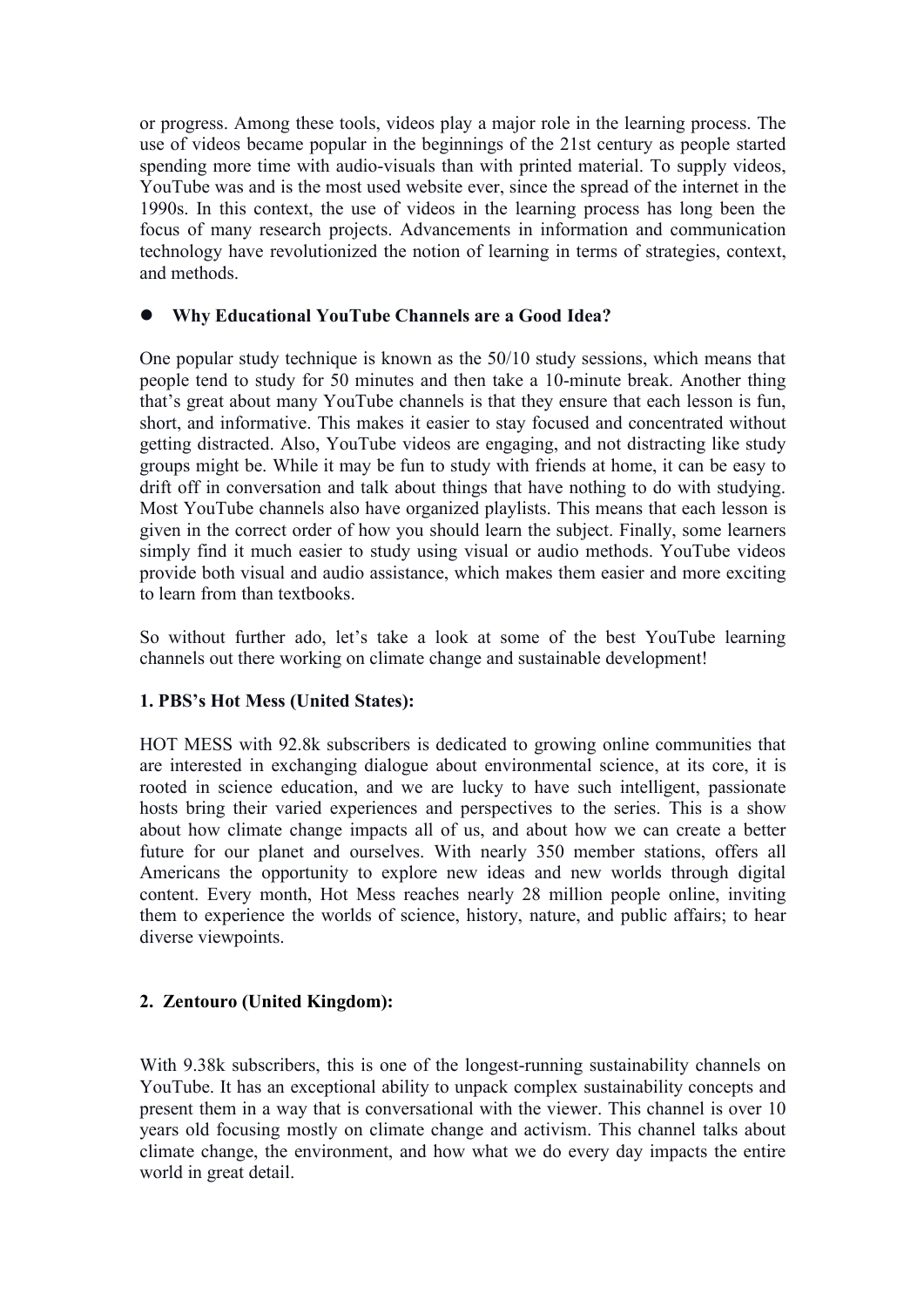or progress. Among these tools, videos play a major role in the learning process. The use of videos became popular in the beginnings of the 21st century as people started spending more time with audio-visuals than with printed material. To supply videos, YouTube was and is the most used website ever, since the spread of the internet in the 1990s. In this context, the use of videos in the learning process has long been the focus of many research projects. Advancements in information and communication technology have revolutionized the notion of learning in terms of strategies, context, and methods.

- **Why Educational YouTube Channels are a Good Idea?**

One popular study technique is known as the 50/10 study sessions, which means that people tend to study for 50 minutes and then take a 10-minute break. Another thing that's great about many YouTube channels is that they ensure that each lesson is fun, short, and informative. This makes it easier to stay focused and concentrated without getting distracted. Also, YouTube videos are engaging, and not distracting like study groups might be. While it may be fun to study with friends at home, it can be easy to drift off in conversation and talk about things that have nothing to do with studying. Most YouTube channels also have organized playlists. This means that each lesson is given in the correct order of how you should learn the subject. Finally, some learners simply find it much easier to study using visual or audio methods. YouTube videos provide both visual and audio assistance, which makes them easier and more exciting to learn from than textbooks.

So without further ado, let's take a look at some of the best YouTube learning channels out there working on climate change and sustainable development!

**1. PBS's Hot Mess (United States):**

HOT MESS with 92.8k subscribers is dedicated to growing online communities that are interested in exchanging dialogue about environmental science, at its core, it is rooted in science education, and we are lucky to have such intelligent, passionate hosts bring their varied experiences and perspectives to the series. This is a show about how climate change impacts all of us, and about how we can create a better future for our planet and ourselves. With nearly 350 member stations, offers all Americans the opportunity to explore new ideas and new worlds through digital content. Every month, Hot Mess reaches nearly 28 million people online, inviting them to experience the worlds of science, history, nature, and public affairs; to hear diverse viewpoints.

**2. Zentouro (United Kingdom):**

With 9.38k subscribers, this is one of the longest-running sustainability channels on YouTube. It has an exceptional ability to unpack complex sustainability concepts and present them in a way that is conversational with the viewer. This channel is over 10 years old focusing mostly on climate change and activism. This channel talks about climate change, the environment, and how what we do every day impacts the entire world in great detail.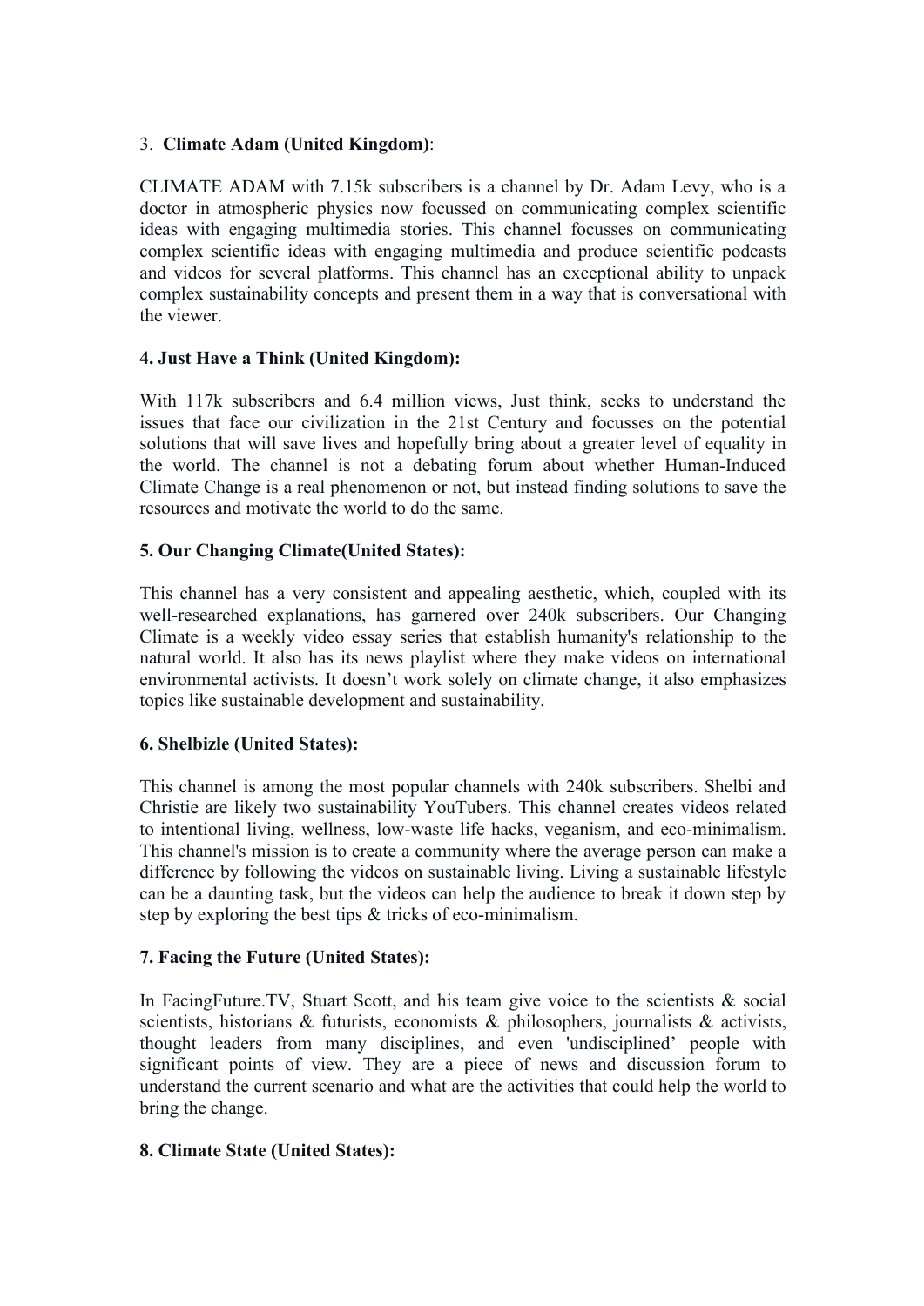### 3. **Climate Adam (United Kingdom)**:

CLIMATE ADAM with 7.15k subscribers is a channel by Dr. Adam Levy, who is a doctor in atmospheric physics now focussed on communicating complex scientific ideas with engaging multimedia stories. This channel focusses on communicating complex scientific ideas with engaging multimedia and produce scientific podcasts and videos for several platforms. This channel has an exceptional ability to unpack complex sustainability concepts and present them in a way that is conversational with the viewer.

### **4. Just Have a Think (United Kingdom):**

With 117k subscribers and 6.4 million views, Just think, seeks to understand the issues that face our civilization in the 21st Century and focusses on the potential solutions that will save lives and hopefully bring about a greater level of equality in the world. The channel is not a debating forum about whether Human-Induced Climate Change is a real phenomenon or not, but instead finding solutions to save the resources and motivate the world to do the same.

### **5. Our Changing Climate(United States):**

This channel has a very consistent and appealing aesthetic, which, coupled with its well-researched explanations, has garnered over 240k subscribers. Our Changing Climate is a weekly video essay series that establish humanity's relationship to the natural world. It also has its news playlist where they make videos on international environmental activists. It doesn't work solely on climate change, it also emphasizes topics like sustainable development and sustainability.

### **6. Shelbizle (United States):**

This channel is among the most popular channels with 240k subscribers. Shelbi and Christie are likely two sustainability YouTubers. This channel creates videos related to intentional living, wellness, low-waste life hacks, veganism, and eco-minimalism. This channel's mission is to create a community where the average person can make a difference by following the videos on sustainable living. Living a sustainable lifestyle can be a daunting task, but the videos can help the audience to break it down step by step by exploring the best tips & tricks of eco-minimalism.

### **7. Facing the Future (United States):**

In FacingFuture.TV, Stuart Scott, and his team give voice to the scientists & social scientists, historians & futurists, economists & philosophers, journalists & activists, thought leaders from many disciplines, and even 'undisciplined' people with significant points of view. They are a piece of news and discussion forum to understand the current scenario and what are the activities that could help the world to bring the change.

### **8. Climate State (United States):**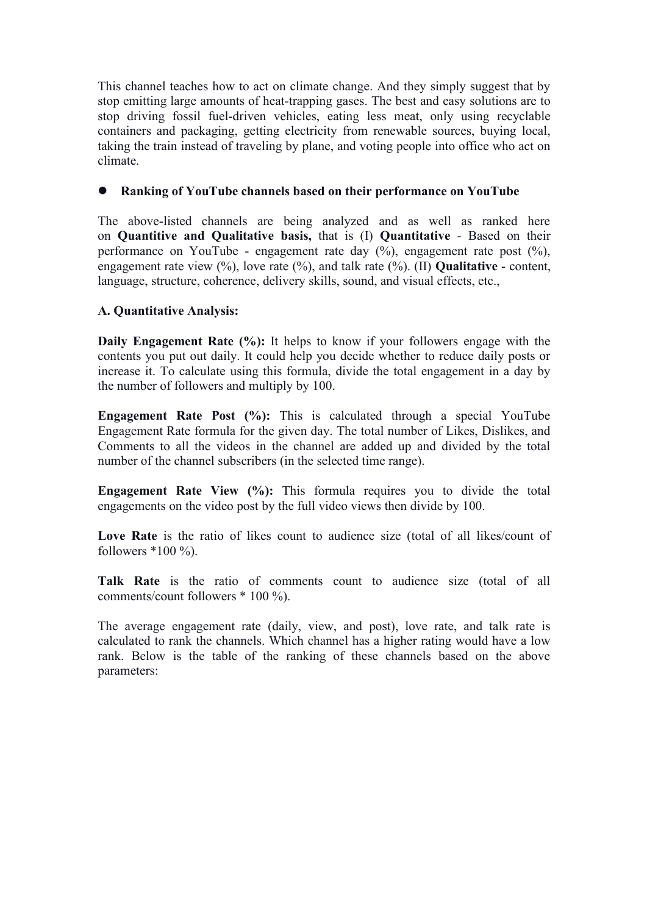This channel teaches how to act on climate change. And they simply suggest that by stop emitting large amounts of heat-trapping gases. The best and easy solutions are to stop driving fossil fuel-driven vehicles, eating less meat, only using recyclable containers and packaging, getting electricity from renewable sources, buying local, taking the train instead of traveling by plane, and voting people into office who act on climate.

- **Ranking of YouTube channels based on their performance on YouTube**

The above-listed channels are being analyzed and as well as ranked here on **Quantitive and Qualitative basis,** that is (I) **Quantitative** - Based on their performance on YouTube - engagement rate day (%), engagement rate post (%), engagement rate view (%), love rate (%), and talk rate (%). (II) **Qualitative** - content, language, structure, coherence, delivery skills, sound, and visual effects, etc.,

**A. Quantitative Analysis:**

**Daily Engagement Rate (%):** It helps to know if your followers engage with the contents you put out daily. It could help you decide whether to reduce daily posts or increase it. To calculate using this formula, divide the total engagement in a day by the number of followers and multiply by 100.

**Engagement Rate Post (%):** This is calculated through a special YouTube Engagement Rate formula for the given day. The total number of Likes, Dislikes, and Comments to all the videos in the channel are added up and divided by the total number of the channel subscribers (in the selected time range).

**Engagement Rate View (%):** This formula requires you to divide the total engagements on the video post by the full video views then divide by 100.

**Love Rate** is the ratio of likes count to audience size (total of all likes/count of followers *100 %).

**Talk Rate** is the ratio of comments count to audience size (total of all comments/count followers * 100 %).

The average engagement rate (daily, view, and post), love rate, and talk rate is calculated to rank the channels. Which channel has a higher rating would have a low rank. Below is the table of the ranking of these channels based on the above parameters: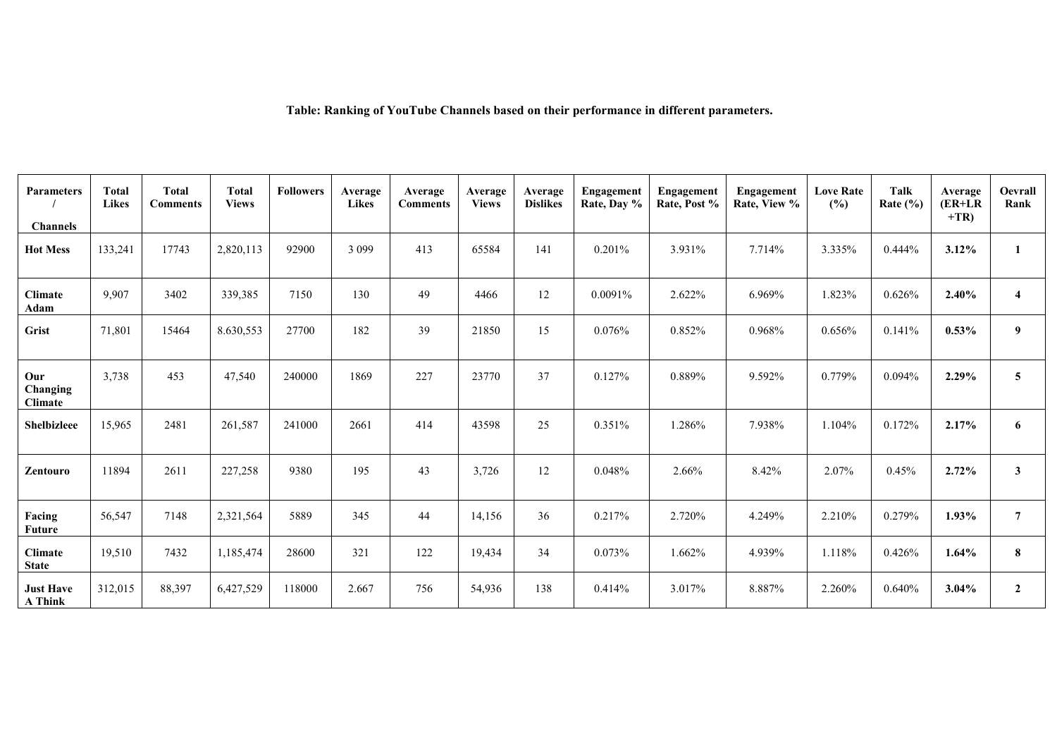**Table: Ranking of YouTube Channels based on their performance in different parameters.**

| Parameters / Channels | Total Likes | Total Comments | Total Views | Followers | Average Likes | Average Comments | Average Views | Average Dislikes | Engagement Rate, Day % | Engagement Rate, Post % | Engagement Rate, View % | Love Rate (%) | Talk Rate (%) | Average (ER+LR +TR) | Oevrall Rank |
|---|---|---|---|---|---|---|---|---|---|---|---|---|---|---|---|
| **Hot Mess** | 133,241 | 17743 | 2,820,113 | 92900 | 3 099 | 413 | 65584 | 141 | 0.201% | 3.931% | 7.714% | 3.335% | 0.444% | **3.12%** | **1** |
| **Climate Adam** | 9,907 | 3402 | 339,385 | 7150 | 130 | 49 | 4466 | 12 | 0.0091% | 2.622% | 6.969% | 1.823% | 0.626% | **2.40%** | **4** |
| **Grist** | 71,801 | 15464 | 8.630,553 | 27700 | 182 | 39 | 21850 | 15 | 0.076% | 0.852% | 0.968% | 0.656% | 0.141% | **0.53%** | **9** |
| **Our Changing Climate** | 3,738 | 453 | 47,540 | 240000 | 1869 | 227 | 23770 | 37 | 0.127% | 0.889% | 9.592% | 0.779% | 0.094% | **2.29%** | **5** |
| **Shelbizleee** | 15,965 | 2481 | 261,587 | 241000 | 2661 | 414 | 43598 | 25 | 0.351% | 1.286% | 7.938% | 1.104% | 0.172% | **2.17%** | **6** |
| **Zentouro** | 11894 | 2611 | 227,258 | 9380 | 195 | 43 | 3,726 | 12 | 0.048% | 2.66% | 8.42% | 2.07% | 0.45% | **2.72%** | **3** |
| **Facing Future** | 56,547 | 7148 | 2,321,564 | 5889 | 345 | 44 | 14,156 | 36 | 0.217% | 2.720% | 4.249% | 2.210% | 0.279% | **1.93%** | **7** |
| **Climate State** | 19,510 | 7432 | 1,185,474 | 28600 | 321 | 122 | 19,434 | 34 | 0.073% | 1.662% | 4.939% | 1.118% | 0.426% | **1.64%** | **8** |
| **Just Have A Think** | 312,015 | 88,397 | 6,427,529 | 118000 | 2.667 | 756 | 54,936 | 138 | 0.414% | 3.017% | 8.887% | 2.260% | 0.640% | **3.04%** | **2** |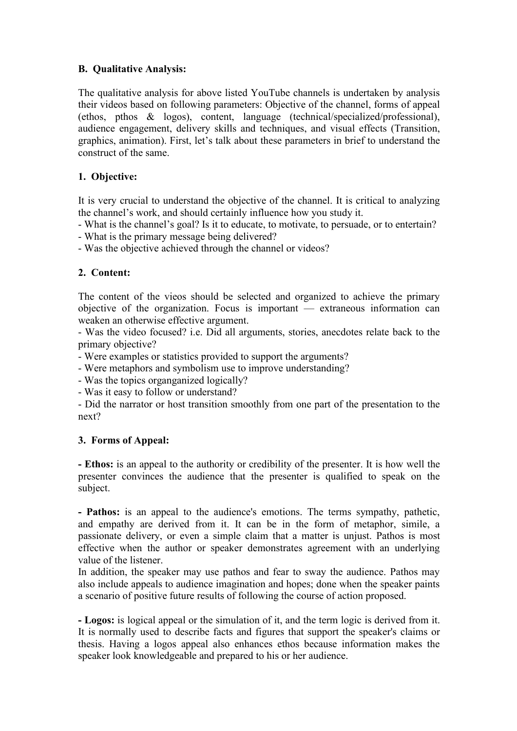## B. Qualitative Analysis:

The qualitative analysis for above listed YouTube channels is undertaken by analysis their videos based on following parameters: Objective of the channel, forms of appeal (ethos, pthos & logos), content, language (technical/specialized/professional), audience engagement, delivery skills and techniques, and visual effects (Transition, graphics, animation). First, let's talk about these parameters in brief to understand the construct of the same.

### 1. Objective:

It is very crucial to understand the objective of the channel. It is critical to analyzing the channel's work, and should certainly influence how you study it.
- What is the channel's goal? Is it to educate, to motivate, to persuade, or to entertain?
- What is the primary message being delivered?
- Was the objective achieved through the channel or videos?

### 2. Content:

The content of the vieos should be selected and organized to achieve the primary objective of the organization. Focus is important — extraneous information can weaken an otherwise effective argument.
- Was the video focused? i.e. Did all arguments, stories, anecdotes relate back to the primary objective?
- Were examples or statistics provided to support the arguments?
- Were metaphors and symbolism use to improve understanding?
- Was the topics organganized logically?
- Was it easy to follow or understand?
- Did the narrator or host transition smoothly from one part of the presentation to the next?

### 3. Forms of Appeal:

**- Ethos:** is an appeal to the authority or credibility of the presenter. It is how well the presenter convinces the audience that the presenter is qualified to speak on the subject.

**- Pathos:** is an appeal to the audience's emotions. The terms sympathy, pathetic, and empathy are derived from it. It can be in the form of metaphor, simile, a passionate delivery, or even a simple claim that a matter is unjust. Pathos is most effective when the author or speaker demonstrates agreement with an underlying value of the listener.
In addition, the speaker may use pathos and fear to sway the audience. Pathos may also include appeals to audience imagination and hopes; done when the speaker paints a scenario of positive future results of following the course of action proposed.

**- Logos:** is logical appeal or the simulation of it, and the term logic is derived from it. It is normally used to describe facts and figures that support the speaker's claims or thesis. Having a logos appeal also enhances ethos because information makes the speaker look knowledgeable and prepared to his or her audience.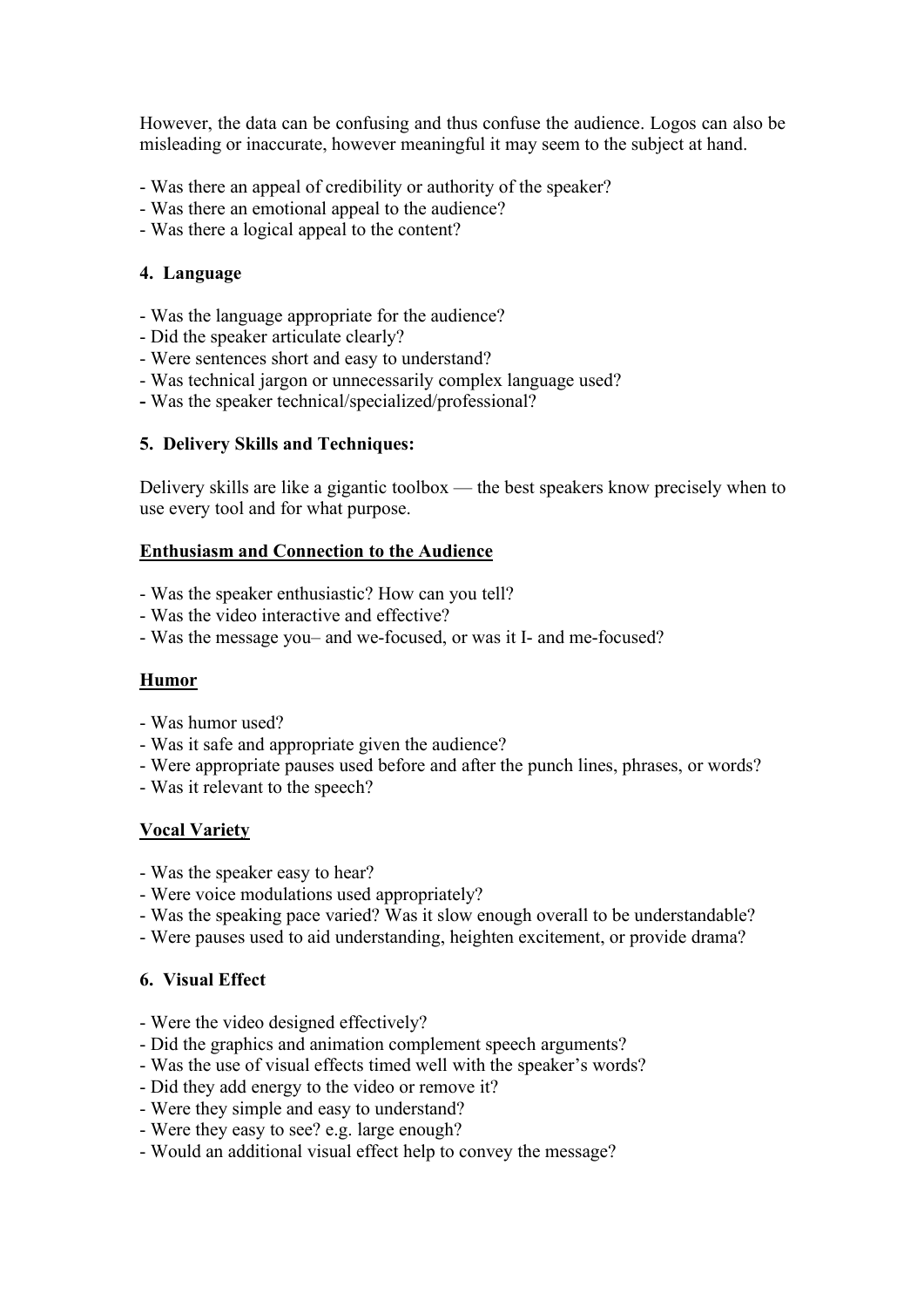However, the data can be confusing and thus confuse the audience. Logos can also be misleading or inaccurate, however meaningful it may seem to the subject at hand.

- Was there an appeal of credibility or authority of the speaker?
- Was there an emotional appeal to the audience?
- Was there a logical appeal to the content?

### 4. Language

- Was the language appropriate for the audience?
- Did the speaker articulate clearly?
- Were sentences short and easy to understand?
- Was technical jargon or unnecessarily complex language used?
- Was the speaker technical/specialized/professional?

### 5. Delivery Skills and Techniques:

Delivery skills are like a gigantic toolbox — the best speakers know precisely when to use every tool and for what purpose.

**Enthusiasm and Connection to the Audience**

- Was the speaker enthusiastic? How can you tell?
- Was the video interactive and effective?
- Was the message you– and we-focused, or was it I- and me-focused?

**Humor**

- Was humor used?
- Was it safe and appropriate given the audience?
- Were appropriate pauses used before and after the punch lines, phrases, or words?
- Was it relevant to the speech?

**Vocal Variety**

- Was the speaker easy to hear?
- Were voice modulations used appropriately?
- Was the speaking pace varied? Was it slow enough overall to be understandable?
- Were pauses used to aid understanding, heighten excitement, or provide drama?

### 6. Visual Effect

- Were the video designed effectively?
- Did the graphics and animation complement speech arguments?
- Was the use of visual effects timed well with the speaker's words?
- Did they add energy to the video or remove it?
- Were they simple and easy to understand?
- Were they easy to see? e.g. large enough?
- Would an additional visual effect help to convey the message?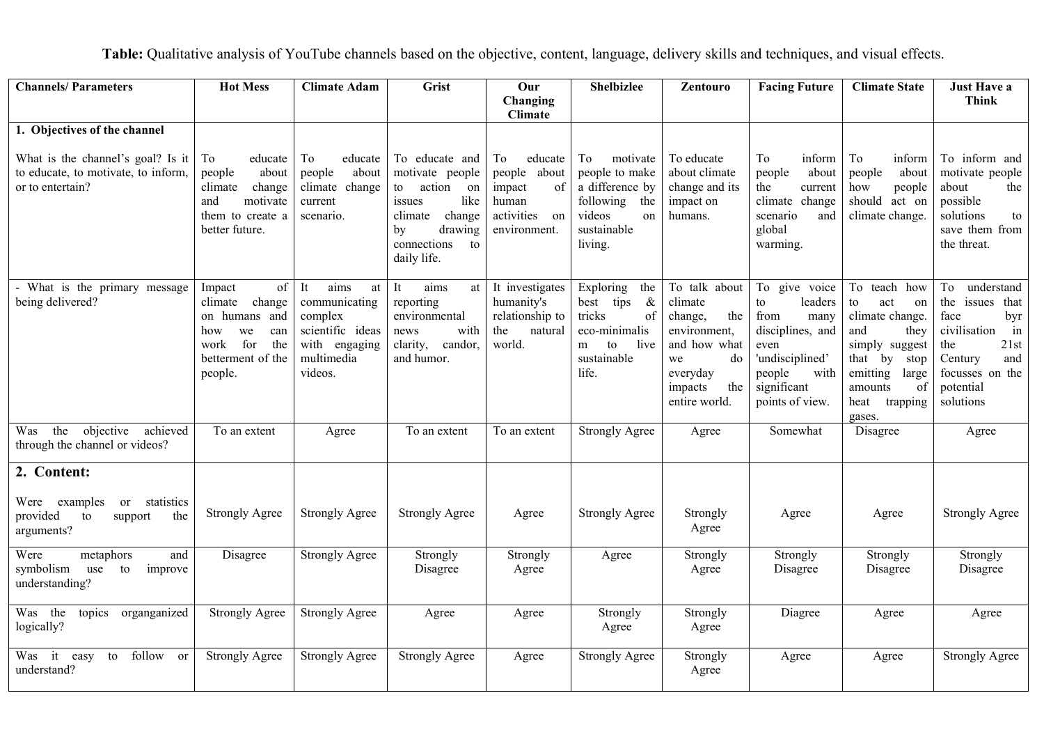**Table:** Qualitative analysis of YouTube channels based on the objective, content, language, delivery skills and techniques, and visual effects.

| Channels/ Parameters | Hot Mess | Climate Adam | Grist | Our Changing Climate | Shelbizlee | Zentouro | Facing Future | Climate State | Just Have a Think |
|---|---|---|---|---|---|---|---|---|---|
| **1. Objectives of the channel**<br><br>What is the channel's goal? Is it to educate, to motivate, to inform, or to entertain? | To educate people about climate change and motivate them to create a better future. | To educate people about climate change current scenario. | To educate and motivate people to action on issues like climate change by drawing connections to daily life. | To educate people about impact of human activities on environment. | To motivate people to make a difference by following the videos on sustainable living. | To educate about climate change and its impact on humans. | To inform people about the current climate change scenario and global warming. | To inform people about how people should act on climate change. | To inform and motivate people about the possible solutions to save them from the threat. |
| - What is the primary message being delivered? | Impact of climate change on humans and how we can work for the betterment of the people. | It aims at communicating complex scientific ideas with engaging multimedia videos. | It aims at reporting environmental news with clarity, candor, and humor. | It investigates humanity's relationship to the natural world. | Exploring the best tips & tricks of eco-minimalism to live sustainable life. | To talk about climate change, the environment, and how what we do everyday impacts the entire world. | To give voice to leaders from many disciplines, and even 'undisciplined' people with significant points of view. | To teach how to act on climate change. and they simply suggest that by stop emitting large amounts of heat trapping gases. | To understand the issues that face byr civilisation in the 21st Century and focusses on the potential solutions |
| Was the objective achieved through the channel or videos? | To an extent | Agree | To an extent | To an extent | Strongly Agree | Agree | Somewhat | Disagree | Agree |
| **2. Content:**<br><br>Were examples or statistics provided to support the arguments? | Strongly Agree | Strongly Agree | Strongly Agree | Agree | Strongly Agree | Strongly Agree | Agree | Agree | Strongly Agree |
| Were metaphors and symbolism use to improve understanding? | Disagree | Strongly Agree | Strongly Disagree | Strongly Agree | Agree | Strongly Agree | Strongly Disagree | Strongly Disagree | Strongly Disagree |
| Was the topics orgnganized logically? | Strongly Agree | Strongly Agree | Agree | Agree | Strongly Agree | Strongly Agree | Diagree | Agree | Agree |
| Was it easy to follow or understand? | Strongly Agree | Strongly Agree | Strongly Agree | Agree | Strongly Agree | Strongly Agree | Agree | Agree | Strongly Agree |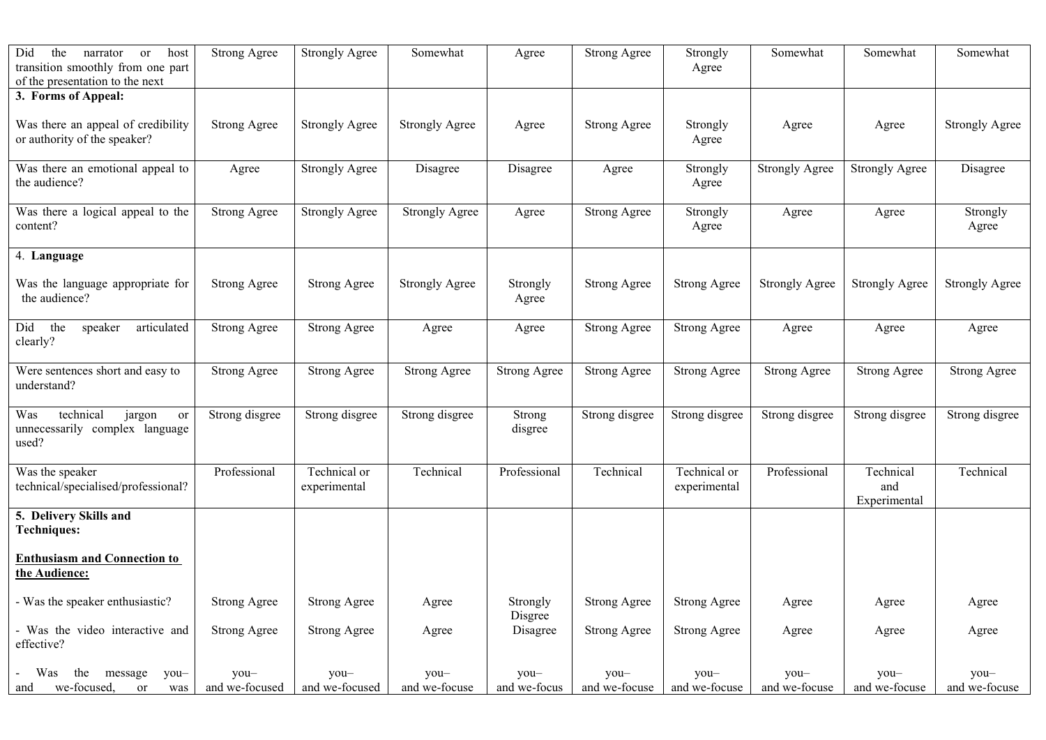| | | | | | | | | | |
|---|---|---|---|---|---|---|---|---|---|
| Did the narrator or host transition smoothly from one part of the presentation to the next | Strong Agree | Strongly Agree | Somewhat | Agree | Strong Agree | Strongly Agree | Somewhat | Somewhat | Somewhat |
| **3. Forms of Appeal:**<br><br>Was there an appeal of credibility or authority of the speaker? | Strong Agree | Strongly Agree | Strongly Agree | Agree | Strong Agree | Strongly Agree | Agree | Agree | Strongly Agree |
| Was there an emotional appeal to the audience? | Agree | Strongly Agree | Disagree | Disagree | Agree | Strongly Agree | Strongly Agree | Strongly Agree | Disagree |
| Was there a logical appeal to the content? | Strong Agree | Strongly Agree | Strongly Agree | Agree | Strong Agree | Strongly Agree | Agree | Agree | Strongly Agree |
| 4. **Language**<br><br>Was the language appropriate for the audience? | Strong Agree | Strong Agree | Strongly Agree | Strongly Agree | Strong Agree | Strong Agree | Strongly Agree | Strongly Agree | Strongly Agree |
| Did the speaker articulated clearly? | Strong Agree | Strong Agree | Agree | Agree | Strong Agree | Strong Agree | Agree | Agree | Agree |
| Were sentences short and easy to understand? | Strong Agree | Strong Agree | Strong Agree | Strong Agree | Strong Agree | Strong Agree | Strong Agree | Strong Agree | Strong Agree |
| Was technical jargon or unnecessarily complex language used? | Strong disgree | Strong disgree | Strong disgree | Strong disgree | Strong disgree | Strong disgree | Strong disgree | Strong disgree | Strong disgree |
| Was the speaker technical/specialised/professional? | Professional | Technical or experimental | Technical | Professional | Technical | Technical or experimental | Professional | Technical and Experimental | Technical |
| **5. Delivery Skills and Techniques:**<br><br>**Enthusiasm and Connection to the Audience:**<br><br>- Was the speaker enthusiastic? | Strong Agree | Strong Agree | Agree | Strongly Disgree | Strong Agree | Strong Agree | Agree | Agree | Agree |
| - Was the video interactive and effective? | Strong Agree | Strong Agree | Agree | Disagree | Strong Agree | Strong Agree | Agree | Agree | Agree |
| - Was the message you– and we-focused, or was | you– and we-focused | you– and we-focused | you– and we-focuse | you– and we-focus | you– and we-focuse | you– and we-focuse | you– and we-focuse | you– and we-focuse | you– and we-focuse |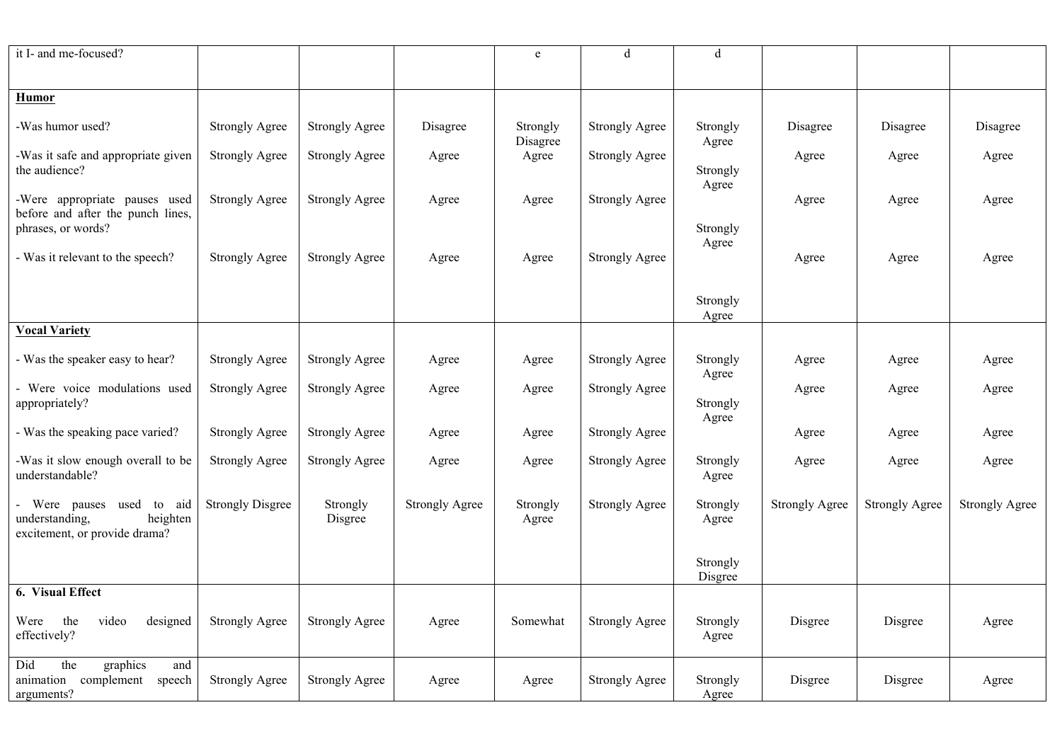| it I- and me-focused? | | | | e | d | d | | | |
|---|---|---|---|---|---|---|---|---|---|
| **Humor** | | | | | | | | | |
| -Was humor used? | Strongly Agree | Strongly Agree | Disagree | Strongly Disagree | Strongly Agree | Strongly Agree | Disagree | Disagree | Disagree |
| -Was it safe and appropriate given the audience? | Strongly Agree | Strongly Agree | Agree | Agree | Strongly Agree | Strongly Agree | Agree | Agree | Agree |
| -Were appropriate pauses used before and after the punch lines, phrases, or words? | Strongly Agree | Strongly Agree | Agree | Agree | Strongly Agree | Strongly Agree | Agree | Agree | Agree |
| - Was it relevant to the speech? | Strongly Agree | Strongly Agree | Agree | Agree | Strongly Agree | Strongly Agree | Agree | Agree | Agree |
| **Vocal Variety** | | | | | | | | | |
| - Was the speaker easy to hear? | Strongly Agree | Strongly Agree | Agree | Agree | Strongly Agree | Strongly Agree | Agree | Agree | Agree |
| - Were voice modulations used appropriately? | Strongly Agree | Strongly Agree | Agree | Agree | Strongly Agree | Strongly Agree | Agree | Agree | Agree |
| - Was the speaking pace varied? | Strongly Agree | Strongly Agree | Agree | Agree | Strongly Agree | Strongly Agree | Agree | Agree | Agree |
| -Was it slow enough overall to be understandable? | Strongly Agree | Strongly Agree | Agree | Agree | Strongly Agree | Strongly Agree | Agree | Agree | Agree |
| - Were pauses used to aid understanding, heighten excitement, or provide drama? | Strongly Disgree | Strongly Disgree | Strongly Agree | Strongly Agree | Strongly Agree | Strongly Disgree | Strongly Agree | Strongly Agree | Strongly Agree |
| **6. Visual Effect** | | | | | | | | | |
| Were the video designed effectively? | Strongly Agree | Strongly Agree | Agree | Somewhat | Strongly Agree | Strongly Agree | Disgree | Disgree | Agree |
| Did the graphics and animation complement speech arguments? | Strongly Agree | Strongly Agree | Agree | Agree | Strongly Agree | Strongly Agree | Disgree | Disgree | Agree |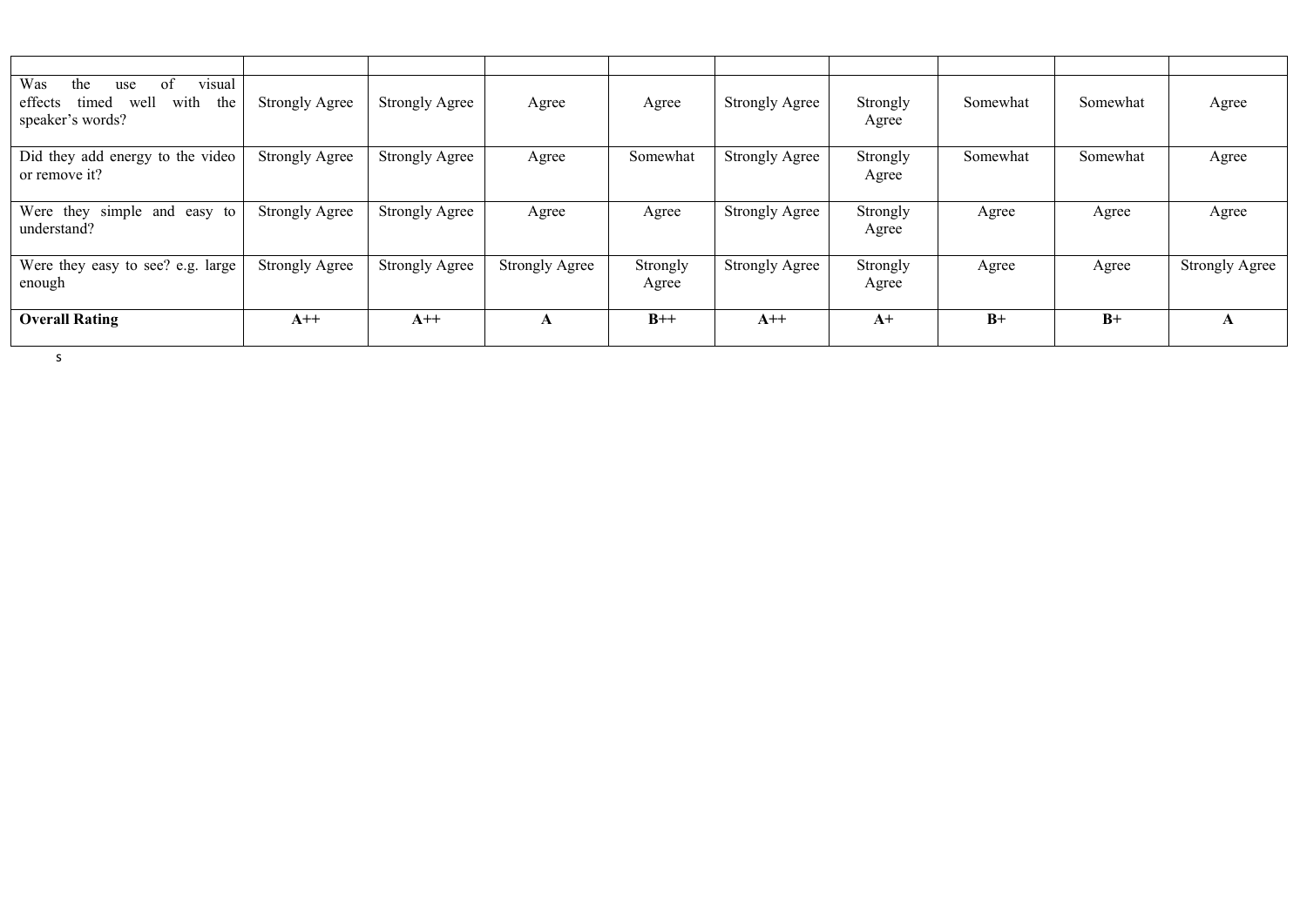| | | | | | | | | | |
|---|---|---|---|---|---|---|---|---|---|
| Was the use of visual effects timed well with the speaker's words? | Strongly Agree | Strongly Agree | Agree | Agree | Strongly Agree | Strongly Agree | Somewhat | Somewhat | Agree |
| Did they add energy to the video or remove it? | Strongly Agree | Strongly Agree | Agree | Somewhat | Strongly Agree | Strongly Agree | Somewhat | Somewhat | Agree |
| Were they simple and easy to understand? | Strongly Agree | Strongly Agree | Agree | Agree | Strongly Agree | Strongly Agree | Agree | Agree | Agree |
| Were they easy to see? e.g. large enough | Strongly Agree | Strongly Agree | Strongly Agree | Strongly Agree | Strongly Agree | Strongly Agree | Agree | Agree | Strongly Agree |
| **Overall Rating** | **A++** | **A++** | **A** | **B++** | **A++** | **A+** | **B+** | **B+** | **A** |

s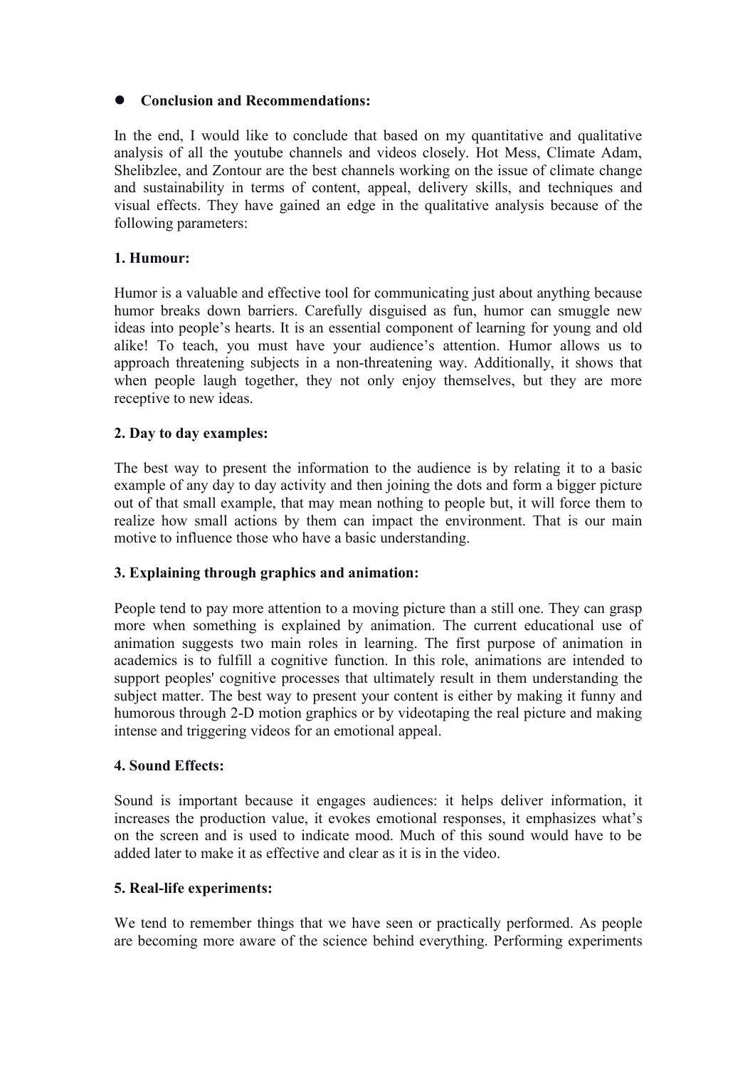- **Conclusion and Recommendations:**

In the end, I would like to conclude that based on my quantitative and qualitative analysis of all the youtube channels and videos closely. Hot Mess, Climate Adam, Shelibzlee, and Zontour are the best channels working on the issue of climate change and sustainability in terms of content, appeal, delivery skills, and techniques and visual effects. They have gained an edge in the qualitative analysis because of the following parameters:

**1. Humour:**

Humor is a valuable and effective tool for communicating just about anything because humor breaks down barriers. Carefully disguised as fun, humor can smuggle new ideas into people's hearts. It is an essential component of learning for young and old alike! To teach, you must have your audience's attention. Humor allows us to approach threatening subjects in a non-threatening way. Additionally, it shows that when people laugh together, they not only enjoy themselves, but they are more receptive to new ideas.

**2. Day to day examples:**

The best way to present the information to the audience is by relating it to a basic example of any day to day activity and then joining the dots and form a bigger picture out of that small example, that may mean nothing to people but, it will force them to realize how small actions by them can impact the environment. That is our main motive to influence those who have a basic understanding.

**3. Explaining through graphics and animation:**

People tend to pay more attention to a moving picture than a still one. They can grasp more when something is explained by animation. The current educational use of animation suggests two main roles in learning. The first purpose of animation in academics is to fulfill a cognitive function. In this role, animations are intended to support peoples' cognitive processes that ultimately result in them understanding the subject matter. The best way to present your content is either by making it funny and humorous through 2-D motion graphics or by videotaping the real picture and making intense and triggering videos for an emotional appeal.

**4. Sound Effects:**

Sound is important because it engages audiences: it helps deliver information, it increases the production value, it evokes emotional responses, it emphasizes what's on the screen and is used to indicate mood. Much of this sound would have to be added later to make it as effective and clear as it is in the video.

**5. Real-life experiments:**

We tend to remember things that we have seen or practically performed. As people are becoming more aware of the science behind everything. Performing experiments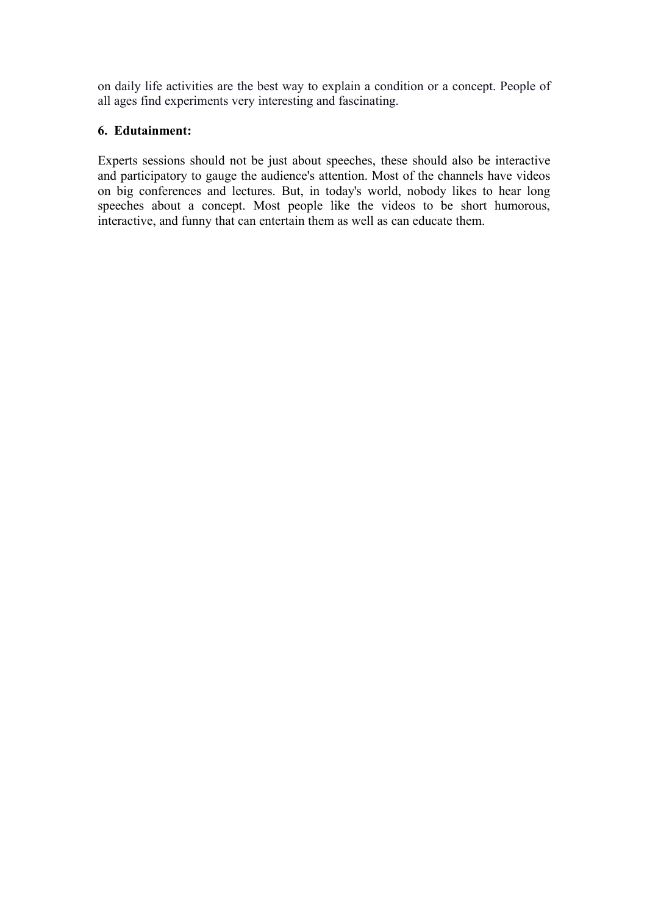on daily life activities are the best way to explain a condition or a concept. People of all ages find experiments very interesting and fascinating.

**6. Edutainment:**

Experts sessions should not be just about speeches, these should also be interactive and participatory to gauge the audience's attention. Most of the channels have videos on big conferences and lectures. But, in today's world, nobody likes to hear long speeches about a concept. Most people like the videos to be short humorous, interactive, and funny that can entertain them as well as can educate them.